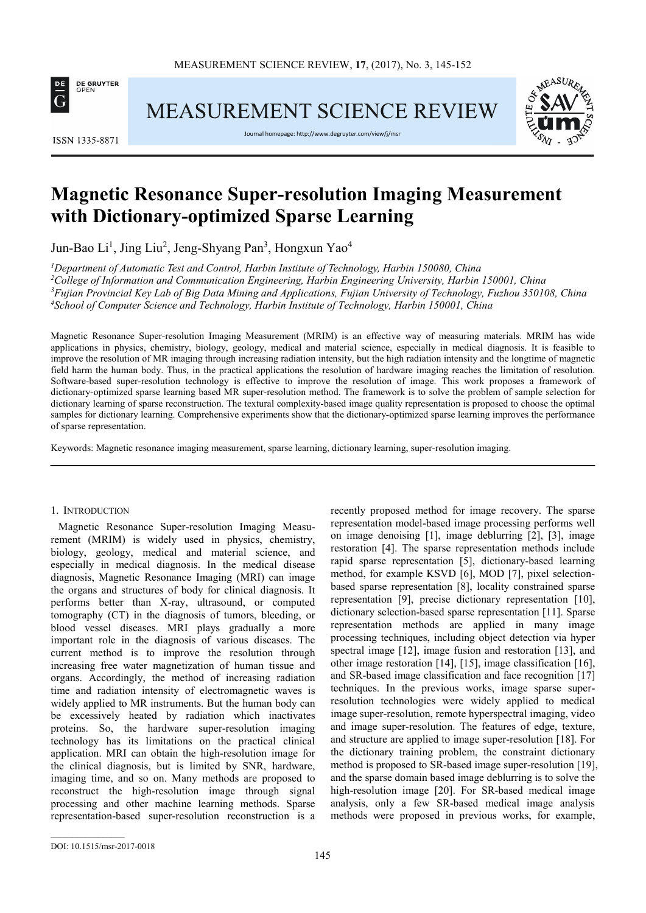# Magnetic Resonance Super-resolution Imaging Measurement with Dictionary-optimized Sparse Learning

Jun-Bao Li[1], Jing Liu[2], Jeng-Shyang Pan[3], Hongxun Yao[4]

[1]*Department of Automatic Test and Control, Harbin Institute of Technology, Harbin 150080, China*
[2]*College of Information and Communication Engineering, Harbin Engineering University, Harbin 150001, China*
[3]*Fujian Provincial Key Lab of Big Data Mining and Applications, Fujian University of Technology, Fuzhou 350108, China*
[4]*School of Computer Science and Technology, Harbin Institute of Technology, Harbin 150001, China*

Magnetic Resonance Super-resolution Imaging Measurement (MRIM) is an effective way of measuring materials. MRIM has wide applications in physics, chemistry, biology, geology, medical and material science, especially in medical diagnosis. It is feasible to improve the resolution of MR imaging through increasing radiation intensity, but the high radiation intensity and the longtime of magnetic field harm the human body. Thus, in the practical applications the resolution of hardware imaging reaches the limitation of resolution. Software-based super-resolution technology is effective to improve the resolution of image. This work proposes a framework of dictionary-optimized sparse learning based MR super-resolution method. The framework is to solve the problem of sample selection for dictionary learning of sparse reconstruction. The textural complexity-based image quality representation is proposed to choose the optimal samples for dictionary learning. Comprehensive experiments show that the dictionary-optimized sparse learning improves the performance of sparse representation.

Keywords: Magnetic resonance imaging measurement, sparse learning, dictionary learning, super-resolution imaging.

## 1. Introduction

Magnetic Resonance Super-resolution Imaging Measurement (MRIM) is widely used in physics, chemistry, biology, geology, medical and material science, and especially in medical diagnosis. In the medical disease diagnosis, Magnetic Resonance Imaging (MRI) can image the organs and structures of body for clinical diagnosis. It performs better than X-ray, ultrasound, or computed tomography (CT) in the diagnosis of tumors, bleeding, or blood vessel diseases. MRI plays gradually a more important role in the diagnosis of various diseases. The current method is to improve the resolution through increasing free water magnetization of human tissue and organs. Accordingly, the method of increasing radiation time and radiation intensity of electromagnetic waves is widely applied to MR instruments. But the human body can be excessively heated by radiation which inactivates proteins. So, the hardware super-resolution imaging technology has its limitations on the practical clinical application. MRI can obtain the high-resolution image for the clinical diagnosis, but is limited by SNR, hardware, imaging time, and so on. Many methods are proposed to reconstruct the high-resolution image through signal processing and other machine learning methods. Sparse representation-based super-resolution reconstruction is a recently proposed method for image recovery. The sparse representation model-based image processing performs well on image denoising [1], image deblurring [2], [3], image restoration [4]. The sparse representation methods include rapid sparse representation [5], dictionary-based learning method, for example KSVD [6], MOD [7], pixel selection-based sparse representation [8], locality constrained sparse representation [9], precise dictionary representation [10], dictionary selection-based sparse representation [11]. Sparse representation methods are applied in many image processing techniques, including object detection via hyper spectral image [12], image fusion and restoration [13], and other image restoration [14], [15], image classification [16], and SR-based image classification and face recognition [17] techniques. In the previous works, image sparse super-resolution technologies were widely applied to medical image super-resolution, remote hyperspectral imaging, video and image super-resolution. The features of edge, texture, and structure are applied to image super-resolution [18]. For the dictionary training problem, the constraint dictionary method is proposed to SR-based image super-resolution [19], and the sparse domain based image deblurring is to solve the high-resolution image [20]. For SR-based medical image analysis, only a few SR-based medical image analysis methods were proposed in previous works, for example,

DOI: 10.1515/msr-2017-0018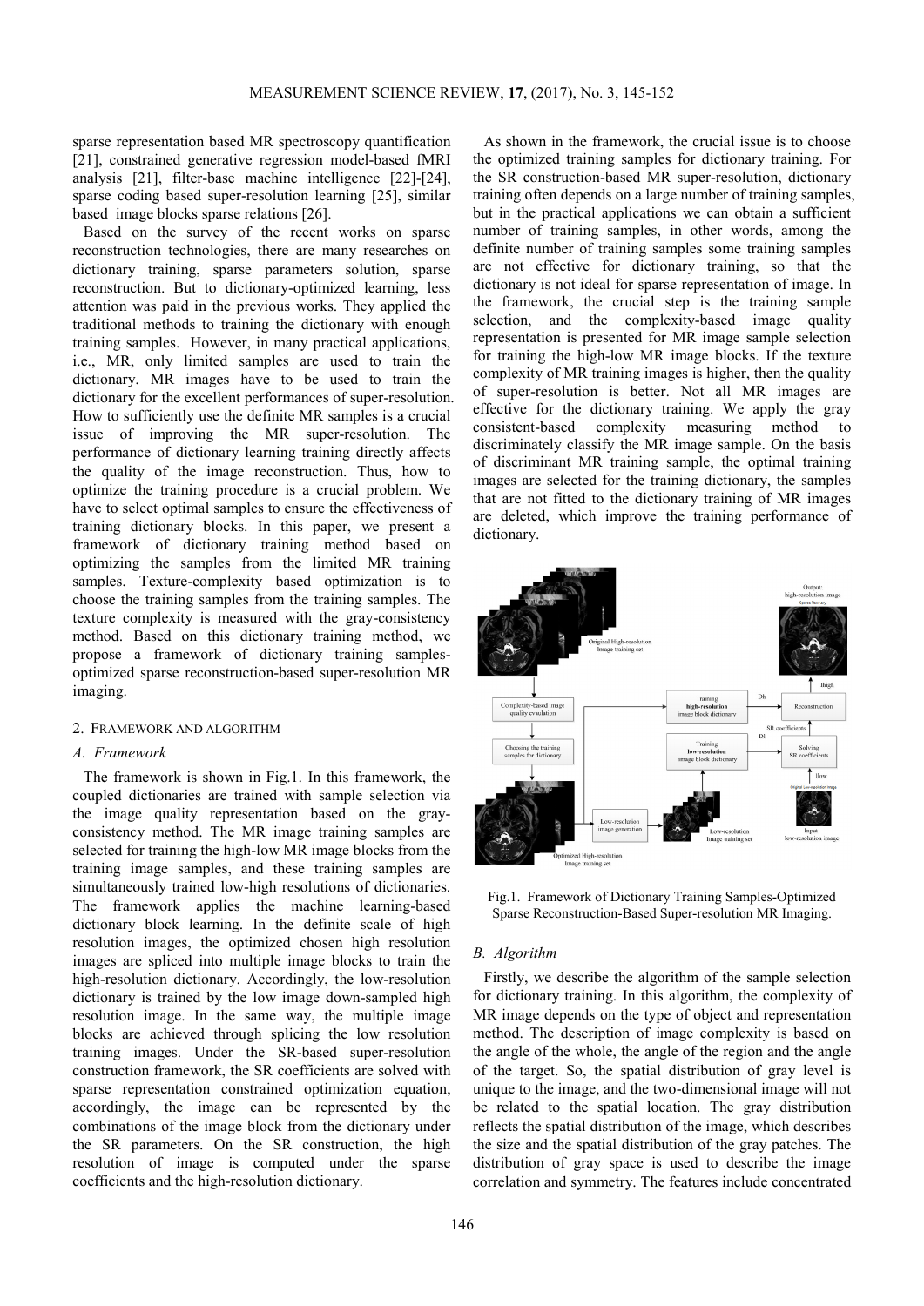sparse representation based MR spectroscopy quantification [21], constrained generative regression model-based fMRI analysis [21], filter-base machine intelligence [22]-[24], sparse coding based super-resolution learning [25], similar based image blocks sparse relations [26].

Based on the survey of the recent works on sparse reconstruction technologies, there are many researches on dictionary training, sparse parameters solution, sparse reconstruction. But to dictionary-optimized learning, less attention was paid in the previous works. They applied the traditional methods to training the dictionary with enough training samples. However, in many practical applications, i.e., MR, only limited samples are used to train the dictionary. MR images have to be used to train the dictionary for the excellent performances of super-resolution. How to sufficiently use the definite MR samples is a crucial issue of improving the MR super-resolution. The performance of dictionary learning training directly affects the quality of the image reconstruction. Thus, how to optimize the training procedure is a crucial problem. We have to select optimal samples to ensure the effectiveness of training dictionary blocks. In this paper, we present a framework of dictionary training method based on optimizing the samples from the limited MR training samples. Texture-complexity based optimization is to choose the training samples from the training samples. The texture complexity is measured with the gray-consistency method. Based on this dictionary training method, we propose a framework of dictionary training samples-optimized sparse reconstruction-based super-resolution MR imaging.

## 2. Framework and Algorithm

### *A. Framework*

The framework is shown in Fig.1. In this framework, the coupled dictionaries are trained with sample selection via the image quality representation based on the gray-consistency method. The MR image training samples are selected for training the high-low MR image blocks from the training image samples, and these training samples are simultaneously trained low-high resolutions of dictionaries. The framework applies the machine learning-based dictionary block learning. In the definite scale of high resolution images, the optimized chosen high resolution images are spliced into multiple image blocks to train the high-resolution dictionary. Accordingly, the low-resolution dictionary is trained by the low image down-sampled high resolution image. In the same way, the multiple image blocks are achieved through splicing the low resolution training images. Under the SR-based super-resolution construction framework, the SR coefficients are solved with sparse representation constrained optimization equation, accordingly, the image can be represented by the combinations of the image block from the dictionary under the SR parameters. On the SR construction, the high resolution of image is computed under the sparse coefficients and the high-resolution dictionary.

As shown in the framework, the crucial issue is to choose the optimized training samples for dictionary training. For the SR construction-based MR super-resolution, dictionary training often depends on a large number of training samples, but in the practical applications we can obtain a sufficient number of training samples, in other words, among the definite number of training samples some training samples are not effective for dictionary training, so that the dictionary is not ideal for sparse representation of image. In the framework, the crucial step is the training sample selection, and the complexity-based image quality representation is presented for MR image sample selection for training the high-low MR image blocks. If the texture complexity of MR training images is higher, then the quality of super-resolution is better. Not all MR images are effective for the dictionary training. We apply the gray consistent-based complexity measuring method to discriminately classify the MR image sample. On the basis of discriminant MR training sample, the optimal training images are selected for the training dictionary, the samples that are not fitted to the dictionary training of MR images are deleted, which improve the training performance of dictionary.

Fig.1. Framework of Dictionary Training Samples-Optimized Sparse Reconstruction-Based Super-resolution MR Imaging.

### *B. Algorithm*

Firstly, we describe the algorithm of the sample selection for dictionary training. In this algorithm, the complexity of MR image depends on the type of object and representation method. The description of image complexity is based on the angle of the whole, the angle of the region and the angle of the target. So, the spatial distribution of gray level is unique to the image, and the two-dimensional image will not be related to the spatial location. The gray distribution reflects the spatial distribution of the image, which describes the size and the spatial distribution of the gray patches. The distribution of gray space is used to describe the image correlation and symmetry. The features include concentrated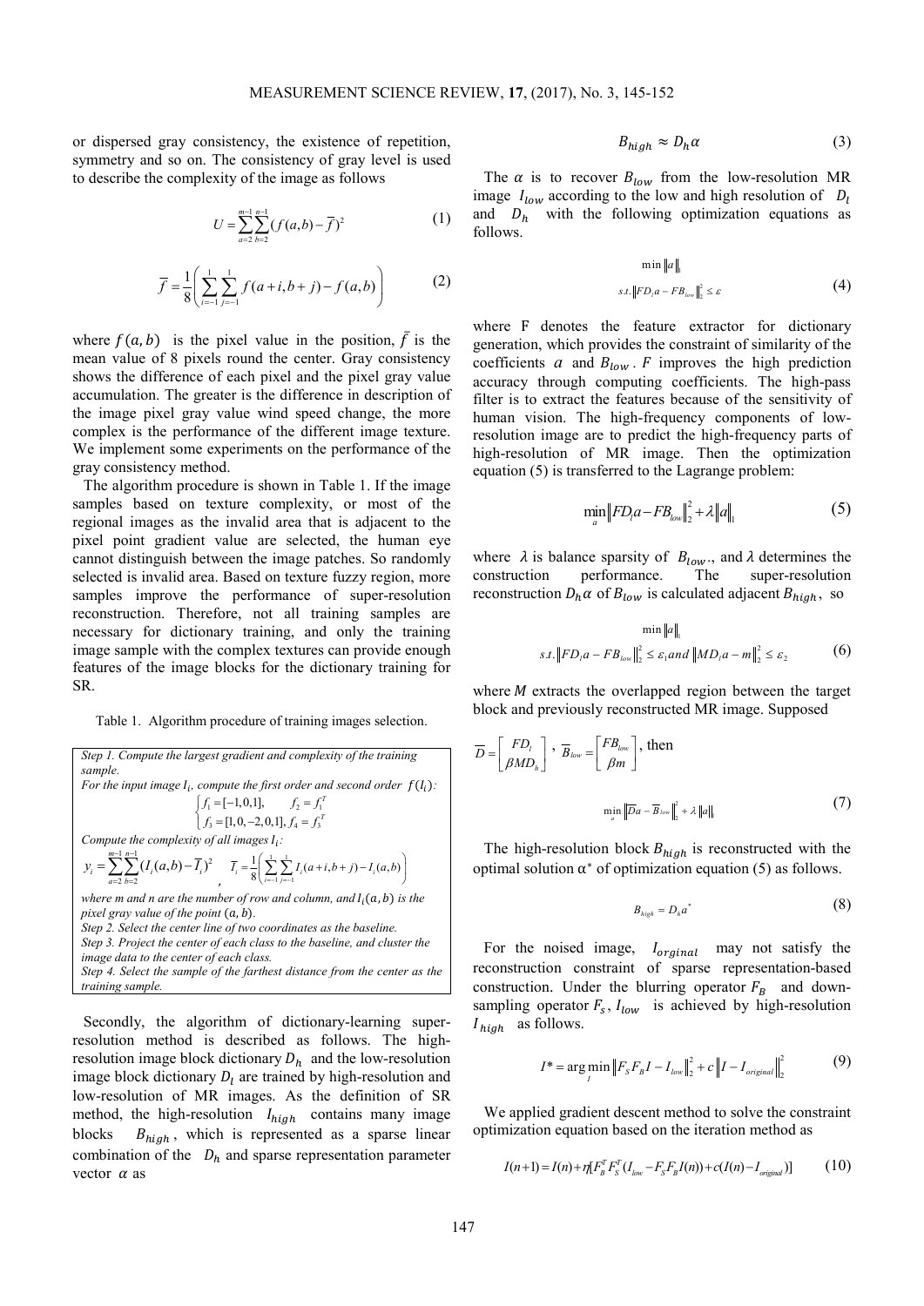or dispersed gray consistency, the existence of repetition, symmetry and so on. The consistency of gray level is used to describe the complexity of the image as follows

$$U = \sum_{a=2}^{m-1} \sum_{b=2}^{n-1} (f(a,b) - \overline{f})^2 \tag{1}$$

$$\overline{f} = \frac{1}{8}\left( \sum_{i=-1}^{1} \sum_{j=-1}^{1} f(a+i,b+j) - f(a,b) \right) \tag{2}$$

where $f(a,b)$ is the pixel value in the position, $\bar{f}$ is the mean value of 8 pixels round the center. Gray consistency shows the difference of each pixel and the pixel gray value accumulation. The greater is the difference in description of the image pixel gray value wind speed change, the more complex is the performance of the different image texture. We implement some experiments on the performance of the gray consistency method.

The algorithm procedure is shown in Table 1. If the image samples based on texture complexity, or most of the regional images as the invalid area that is adjacent to the pixel point gradient value are selected, the human eye cannot distinguish between the image patches. So randomly selected is invalid area. Based on texture fuzzy region, more samples improve the performance of super-resolution reconstruction. Therefore, not all training samples are necessary for dictionary training, and only the training image sample with the complex textures can provide enough features of the image blocks for the dictionary training for SR.

Table 1. Algorithm procedure of training images selection.

*Step 1. Compute the largest gradient and complexity of the training sample.*

*For the input image $I_i$, compute the first order and second order $f(I_i)$:*

$$\begin{cases} f_1 = [-1,0,1], & f_2 = f_1^T \\ f_3 = [1,0,-2,0,1], & f_4 = f_3^T \end{cases}$$

*Compute the complexity of all images $I_i$:*

$$y_i = \sum_{a=2}^{m-1}\sum_{b=2}^{n-1}(I_i(a,b) - \overline{I}_i)^2, \quad \overline{I}_i = \frac{1}{8}\left(\sum_{i=-1}^{1}\sum_{j=-1}^{1} I_i(a+i,b+j) - I_i(a,b)\right)$$

*where m and n are the number of row and column, and $I_i(a,b)$ is the pixel gray value of the point $(a,b)$.*

*Step 2. Select the center line of two coordinates as the baseline.*

*Step 3. Project the center of each class to the baseline, and cluster the image data to the center of each class.*

*Step 4. Select the sample of the farthest distance from the center as the training sample.*

Secondly, the algorithm of dictionary-learning super-resolution method is described as follows. The high-resolution image block dictionary $D_h$ and the low-resolution image block dictionary $D_l$ are trained by high-resolution and low-resolution of MR images. As the definition of SR method, the high-resolution $I_{high}$ contains many image blocks $B_{high}$, which is represented as a sparse linear combination of the $D_h$ and sparse representation parameter vector $\alpha$ as

$$B_{high} \approx D_h \alpha \tag{3}$$

The $\alpha$ is to recover $B_{low}$ from the low-resolution MR image $I_{low}$ according to the low and high resolution of $D_l$ and $D_h$ with the following optimization equations as follows.

$$\min \|a\|_1 \quad s.t. \|FD_l a - FB_{low}\|_2^2 \le \varepsilon \tag{4}$$

where F denotes the feature extractor for dictionary generation, which provides the constraint of similarity of the coefficients $a$ and $B_{low}$. $F$ improves the high prediction accuracy through computing coefficients. The high-pass filter is to extract the features because of the sensitivity of human vision. The high-frequency components of low-resolution image are to predict the high-frequency parts of high-resolution of MR image. Then the optimization equation (5) is transferred to the Lagrange problem:

$$\min_a \|FD_l a - FB_{low}\|_2^2 + \lambda \|a\|_1 \tag{5}$$

where $\lambda$ is balance sparsity of $B_{low}$., and $\lambda$ determines the construction performance. The super-resolution reconstruction $D_h\alpha$ of $B_{low}$ is calculated adjacent $B_{high}$, so

$$\min \|a\|_1 \quad s.t. \|FD_l a - FB_{low}\|_2^2 \le \varepsilon_1 and \|MD_l a - m\|_2^2 \le \varepsilon_2 \tag{6}$$

where $M$ extracts the overlapped region between the target block and previously reconstructed MR image. Supposed

$\overline{D} = \begin{bmatrix} FD_l \\ \beta MD_h \end{bmatrix}$, $\overline{B}_{low} = \begin{bmatrix} FB_{low} \\ \beta m \end{bmatrix}$, then

$$\min_a \|\overline{D}a - \overline{B}_{low}\|_2^2 + \lambda \|a\|_1 \tag{7}$$

The high-resolution block $B_{high}$ is reconstructed with the optimal solution $\alpha^*$ of optimization equation (5) as follows.

$$B_{high} = D_h a^* \tag{8}$$

For the noised image, $I_{orginal}$ may not satisfy the reconstruction constraint of sparse representation-based construction. Under the blurring operator $F_B$ and down-sampling operator $F_s$, $I_{low}$ is achieved by high-resolution $I_{high}$ as follows.

$$I^* = \arg\min_I \|F_S F_B I - I_{low}\|_2^2 + c\|I - I_{original}\|_2^2 \tag{9}$$

We applied gradient descent method to solve the constraint optimization equation based on the iteration method as

$$I(n+1) = I(n) + \eta[F_B^T F_S^T (I_{low} - F_S F_B I(n)) + c(I(n) - I_{original})] \tag{10}$$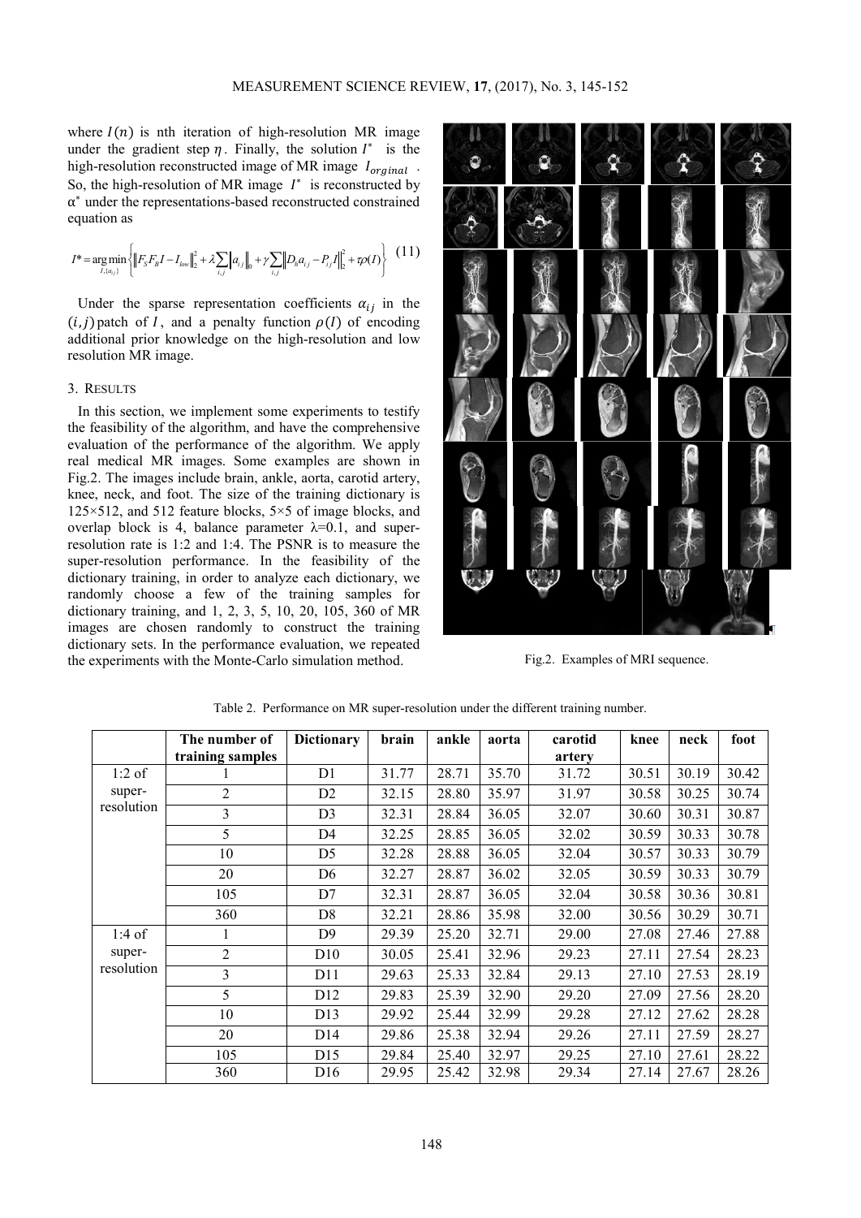where $I(n)$ is nth iteration of high-resolution MR image under the gradient step $\eta$. Finally, the solution $I^*$ is the high-resolution reconstructed image of MR image $I_{orginal}$. So, the high-resolution of MR image $I^*$ is reconstructed by $\alpha^*$ under the representations-based reconstructed constrained equation as

$$I^* = \underset{I,\{a_{ij}\}}{\arg\min} \left\{ \left\| F_S F_B I - I_{low} \right\|_2^2 + \lambda \sum_{i,j} \left| a_{ij} \right\|_0 + \gamma \sum_{i,j} \left\| D_h a_{ij} - P_{ij} I \right\|_2^2 + \tau \rho(I) \right\} \quad (11)$$

Under the sparse representation coefficients $\alpha_{ij}$ in the $(i,j)$ patch of $I$, and a penalty function $\rho(I)$ of encoding additional prior knowledge on the high-resolution and low resolution MR image.

## 3. RESULTS

In this section, we implement some experiments to testify the feasibility of the algorithm, and have the comprehensive evaluation of the performance of the algorithm. We apply real medical MR images. Some examples are shown in Fig.2. The images include brain, ankle, aorta, carotid artery, knee, neck, and foot. The size of the training dictionary is 125×512, and 512 feature blocks, 5×5 of image blocks, and overlap block is 4, balance parameter λ=0.1, and super-resolution rate is 1:2 and 1:4. The PSNR is to measure the super-resolution performance. In the feasibility of the dictionary training, in order to analyze each dictionary, we randomly choose a few of the training samples for dictionary training, and 1, 2, 3, 5, 10, 20, 105, 360 of MR images are chosen randomly to construct the training dictionary sets. In the performance evaluation, we repeated the experiments with the Monte-Carlo simulation method.

Fig.2. Examples of MRI sequence.

Table 2. Performance on MR super-resolution under the different training number.

| | The number of training samples | Dictionary | brain | ankle | aorta | carotid artery | knee | neck | foot |
|---|---|---|---|---|---|---|---|---|---|
| 1:2 of super-resolution | 1 | D1 | 31.77 | 28.71 | 35.70 | 31.72 | 30.51 | 30.19 | 30.42 |
| | 2 | D2 | 32.15 | 28.80 | 35.97 | 31.97 | 30.58 | 30.25 | 30.74 |
| | 3 | D3 | 32.31 | 28.84 | 36.05 | 32.07 | 30.60 | 30.31 | 30.87 |
| | 5 | D4 | 32.25 | 28.85 | 36.05 | 32.02 | 30.59 | 30.33 | 30.78 |
| | 10 | D5 | 32.28 | 28.88 | 36.05 | 32.04 | 30.57 | 30.33 | 30.79 |
| | 20 | D6 | 32.27 | 28.87 | 36.02 | 32.05 | 30.59 | 30.33 | 30.79 |
| | 105 | D7 | 32.31 | 28.87 | 36.05 | 32.04 | 30.58 | 30.36 | 30.81 |
| | 360 | D8 | 32.21 | 28.86 | 35.98 | 32.00 | 30.56 | 30.29 | 30.71 |
| 1:4 of super-resolution | 1 | D9 | 29.39 | 25.20 | 32.71 | 29.00 | 27.08 | 27.46 | 27.88 |
| | 2 | D10 | 30.05 | 25.41 | 32.96 | 29.23 | 27.11 | 27.54 | 28.23 |
| | 3 | D11 | 29.63 | 25.33 | 32.84 | 29.13 | 27.10 | 27.53 | 28.19 |
| | 5 | D12 | 29.83 | 25.39 | 32.90 | 29.20 | 27.09 | 27.56 | 28.20 |
| | 10 | D13 | 29.92 | 25.44 | 32.99 | 29.28 | 27.12 | 27.62 | 28.28 |
| | 20 | D14 | 29.86 | 25.38 | 32.94 | 29.26 | 27.11 | 27.59 | 28.27 |
| | 105 | D15 | 29.84 | 25.40 | 32.97 | 29.25 | 27.10 | 27.61 | 28.22 |
| | 360 | D16 | 29.95 | 25.42 | 32.98 | 29.34 | 27.14 | 27.67 | 28.26 |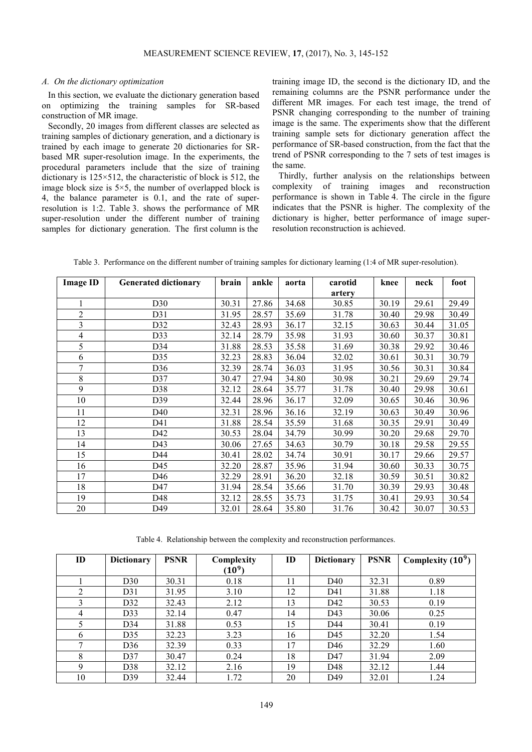### A. On the dictionary optimization

In this section, we evaluate the dictionary generation based on optimizing the training samples for SR-based construction of MR image.

Secondly, 20 images from different classes are selected as training samples of dictionary generation, and a dictionary is trained by each image to generate 20 dictionaries for SR-based MR super-resolution image. In the experiments, the procedural parameters include that the size of training dictionary is 125×512, the characteristic of block is 512, the image block size is 5×5, the number of overlapped block is 4, the balance parameter is 0.1, and the rate of super-resolution is 1:2. Table 3. shows the performance of MR super-resolution under the different number of training samples for dictionary generation. The first column is the training image ID, the second is the dictionary ID, and the remaining columns are the PSNR performance under the different MR images. For each test image, the trend of PSNR changing corresponding to the number of training image is the same. The experiments show that the different training sample sets for dictionary generation affect the performance of SR-based construction, from the fact that the trend of PSNR corresponding to the 7 sets of test images is the same.

Thirdly, further analysis on the relationships between complexity of training images and reconstruction performance is shown in Table 4. The circle in the figure indicates that the PSNR is higher. The complexity of the dictionary is higher, better performance of image super-resolution reconstruction is achieved.

Table 3. Performance on the different number of training samples for dictionary learning (1:4 of MR super-resolution).

| Image ID | Generated dictionary | brain | ankle | aorta | carotid artery | knee | neck | foot |
|---|---|---|---|---|---|---|---|---|
| 1 | D30 | 30.31 | 27.86 | 34.68 | 30.85 | 30.19 | 29.61 | 29.49 |
| 2 | D31 | 31.95 | 28.57 | 35.69 | 31.78 | 30.40 | 29.98 | 30.49 |
| 3 | D32 | 32.43 | 28.93 | 36.17 | 32.15 | 30.63 | 30.44 | 31.05 |
| 4 | D33 | 32.14 | 28.79 | 35.98 | 31.93 | 30.60 | 30.37 | 30.81 |
| 5 | D34 | 31.88 | 28.53 | 35.58 | 31.69 | 30.38 | 29.92 | 30.46 |
| 6 | D35 | 32.23 | 28.83 | 36.04 | 32.02 | 30.61 | 30.31 | 30.79 |
| 7 | D36 | 32.39 | 28.74 | 36.03 | 31.95 | 30.56 | 30.31 | 30.84 |
| 8 | D37 | 30.47 | 27.94 | 34.80 | 30.98 | 30.21 | 29.69 | 29.74 |
| 9 | D38 | 32.12 | 28.64 | 35.77 | 31.78 | 30.40 | 29.98 | 30.61 |
| 10 | D39 | 32.44 | 28.96 | 36.17 | 32.09 | 30.65 | 30.46 | 30.96 |
| 11 | D40 | 32.31 | 28.96 | 36.16 | 32.19 | 30.63 | 30.49 | 30.96 |
| 12 | D41 | 31.88 | 28.54 | 35.59 | 31.68 | 30.35 | 29.91 | 30.49 |
| 13 | D42 | 30.53 | 28.04 | 34.79 | 30.99 | 30.20 | 29.68 | 29.70 |
| 14 | D43 | 30.06 | 27.65 | 34.63 | 30.79 | 30.18 | 29.58 | 29.55 |
| 15 | D44 | 30.41 | 28.02 | 34.74 | 30.91 | 30.17 | 29.66 | 29.57 |
| 16 | D45 | 32.20 | 28.87 | 35.96 | 31.94 | 30.60 | 30.33 | 30.75 |
| 17 | D46 | 32.29 | 28.91 | 36.20 | 32.18 | 30.59 | 30.51 | 30.82 |
| 18 | D47 | 31.94 | 28.54 | 35.66 | 31.70 | 30.39 | 29.93 | 30.48 |
| 19 | D48 | 32.12 | 28.55 | 35.73 | 31.75 | 30.41 | 29.93 | 30.54 |
| 20 | D49 | 32.01 | 28.64 | 35.80 | 31.76 | 30.42 | 30.07 | 30.53 |

Table 4. Relationship between the complexity and reconstruction performances.

| ID | Dictionary | PSNR | Complexity ($10^9$) | ID | Dictionary | PSNR | Complexity ($10^9$) |
|---|---|---|---|---|---|---|---|
| 1 | D30 | 30.31 | 0.18 | 11 | D40 | 32.31 | 0.89 |
| 2 | D31 | 31.95 | 3.10 | 12 | D41 | 31.88 | 1.18 |
| 3 | D32 | 32.43 | 2.12 | 13 | D42 | 30.53 | 0.19 |
| 4 | D33 | 32.14 | 0.47 | 14 | D43 | 30.06 | 0.25 |
| 5 | D34 | 31.88 | 0.53 | 15 | D44 | 30.41 | 0.19 |
| 6 | D35 | 32.23 | 3.23 | 16 | D45 | 32.20 | 1.54 |
| 7 | D36 | 32.39 | 0.33 | 17 | D46 | 32.29 | 1.60 |
| 8 | D37 | 30.47 | 0.24 | 18 | D47 | 31.94 | 2.09 |
| 9 | D38 | 32.12 | 2.16 | 19 | D48 | 32.12 | 1.44 |
| 10 | D39 | 32.44 | 1.72 | 20 | D49 | 32.01 | 1.24 |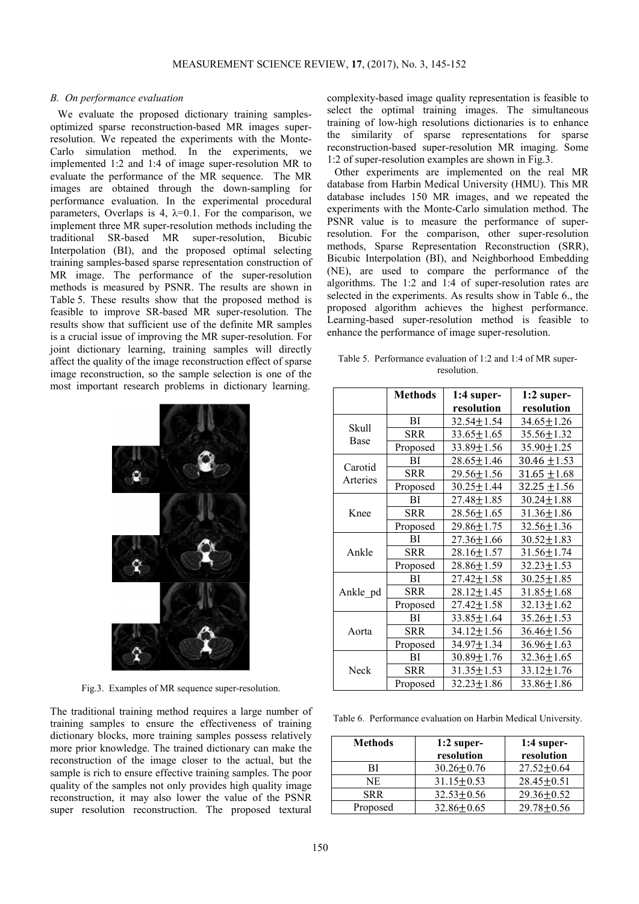### *B. On performance evaluation*

We evaluate the proposed dictionary training samples-optimized sparse reconstruction-based MR images super-resolution. We repeated the experiments with the Monte-Carlo simulation method. In the experiments, we implemented 1:2 and 1:4 of image super-resolution MR to evaluate the performance of the MR sequence. The MR images are obtained through the down-sampling for performance evaluation. In the experimental procedural parameters, Overlaps is 4, $\lambda$=0.1. For the comparison, we implement three MR super-resolution methods including the traditional SR-based MR super-resolution, Bicubic Interpolation (BI), and the proposed optimal selecting training samples-based sparse representation construction of MR image. The performance of the super-resolution methods is measured by PSNR. The results are shown in Table 5. These results show that the proposed method is feasible to improve SR-based MR super-resolution. The results show that sufficient use of the definite MR samples is a crucial issue of improving the MR super-resolution. For joint dictionary learning, training samples will directly affect the quality of the image reconstruction effect of sparse image reconstruction, so the sample selection is one of the most important research problems in dictionary learning.

Fig.3. Examples of MR sequence super-resolution.

The traditional training method requires a large number of training samples to ensure the effectiveness of training dictionary blocks, more training samples possess relatively more prior knowledge. The trained dictionary can make the reconstruction of the image closer to the actual, but the sample is rich to ensure effective training samples. The poor quality of the samples not only provides high quality image reconstruction, it may also lower the value of the PSNR super resolution reconstruction. The proposed textural complexity-based image quality representation is feasible to select the optimal training images. The simultaneous training of low-high resolutions dictionaries is to enhance the similarity of sparse representations for sparse reconstruction-based super-resolution MR imaging. Some 1:2 of super-resolution examples are shown in Fig.3.

Other experiments are implemented on the real MR database from Harbin Medical University (HMU). This MR database includes 150 MR images, and we repeated the experiments with the Monte-Carlo simulation method. The PSNR value is to measure the performance of super-resolution. For the comparison, other super-resolution methods, Sparse Representation Reconstruction (SRR), Bicubic Interpolation (BI), and Neighborhood Embedding (NE), are used to compare the performance of the algorithms. The 1:2 and 1:4 of super-resolution rates are selected in the experiments. As results show in Table 6., the proposed algorithm achieves the highest performance. Learning-based super-resolution method is feasible to enhance the performance of image super-resolution.

Table 5. Performance evaluation of 1:2 and 1:4 of MR super-resolution.

| | Methods | 1:4 super-resolution | 1:2 super-resolution |
|---|---|---|---|
| Skull Base | BI | 32.54±1.54 | 34.65±1.26 |
| | SRR | 33.65±1.65 | 35.56±1.32 |
| | Proposed | 33.89±1.56 | 35.90±1.25 |
| Carotid Arteries | BI | 28.65±1.46 | 30.46 ±1.53 |
| | SRR | 29.56±1.56 | 31.65 ±1.68 |
| | Proposed | 30.25±1.44 | 32.25 ±1.56 |
| Knee | BI | 27.48±1.85 | 30.24±1.88 |
| | SRR | 28.56±1.65 | 31.36±1.86 |
| | Proposed | 29.86±1.75 | 32.56±1.36 |
| Ankle | BI | 27.36±1.66 | 30.52±1.83 |
| | SRR | 28.16±1.57 | 31.56±1.74 |
| | Proposed | 28.86±1.59 | 32.23±1.53 |
| Ankle_pd | BI | 27.42±1.58 | 30.25±1.85 |
| | SRR | 28.12±1.45 | 31.85±1.68 |
| | Proposed | 27.42±1.58 | 32.13±1.62 |
| Aorta | BI | 33.85±1.64 | 35.26±1.53 |
| | SRR | 34.12±1.56 | 36.46±1.56 |
| | Proposed | 34.97±1.34 | 36.96±1.63 |
| Neck | BI | 30.89±1.76 | 32.36±1.65 |
| | SRR | 31.35±1.53 | 33.12±1.76 |
| | Proposed | 32.23±1.86 | 33.86±1.86 |

Table 6. Performance evaluation on Harbin Medical University.

| Methods | 1:2 super-resolution | 1:4 super-resolution |
|---|---|---|
| BI | 30.26±0.76 | 27.52±0.64 |
| NE | 31.15±0.53 | 28.45±0.51 |
| SRR | 32.53±0.56 | 29.36±0.52 |
| Proposed | 32.86±0.65 | 29.78±0.56 |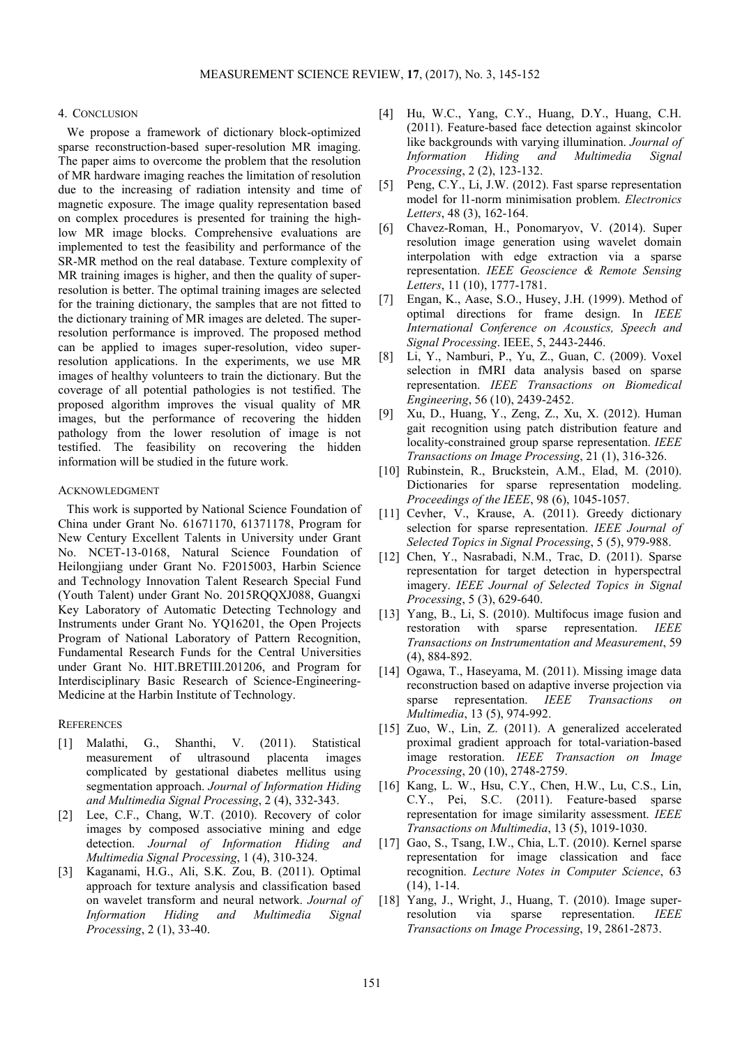## 4. Conclusion

We propose a framework of dictionary block-optimized sparse reconstruction-based super-resolution MR imaging. The paper aims to overcome the problem that the resolution of MR hardware imaging reaches the limitation of resolution due to the increasing of radiation intensity and time of magnetic exposure. The image quality representation based on complex procedures is presented for training the high-low MR image blocks. Comprehensive evaluations are implemented to test the feasibility and performance of the SR-MR method on the real database. Texture complexity of MR training images is higher, and then the quality of super-resolution is better. The optimal training images are selected for the training dictionary, the samples that are not fitted to the dictionary training of MR images are deleted. The super-resolution performance is improved. The proposed method can be applied to images super-resolution, video super-resolution applications. In the experiments, we use MR images of healthy volunteers to train the dictionary. But the coverage of all potential pathologies is not testified. The proposed algorithm improves the visual quality of MR images, but the performance of recovering the hidden pathology from the lower resolution of image is not testified. The feasibility on recovering the hidden information will be studied in the future work.

## Acknowledgment

This work is supported by National Science Foundation of China under Grant No. 61671170, 61371178, Program for New Century Excellent Talents in University under Grant No. NCET-13-0168, Natural Science Foundation of Heilongjiang under Grant No. F2015003, Harbin Science and Technology Innovation Talent Research Special Fund (Youth Talent) under Grant No. 2015RQQXJ088, Guangxi Key Laboratory of Automatic Detecting Technology and Instruments under Grant No. YQ16201, the Open Projects Program of National Laboratory of Pattern Recognition, Fundamental Research Funds for the Central Universities under Grant No. HIT.BRETIII.201206, and Program for Interdisciplinary Basic Research of Science-Engineering-Medicine at the Harbin Institute of Technology.

## References

[1] Malathi, G., Shanthi, V. (2011). Statistical measurement of ultrasound placenta images complicated by gestational diabetes mellitus using segmentation approach. *Journal of Information Hiding and Multimedia Signal Processing*, 2 (4), 332-343.

[2] Lee, C.F., Chang, W.T. (2010). Recovery of color images by composed associative mining and edge detection. *Journal of Information Hiding and Multimedia Signal Processing*, 1 (4), 310-324.

[3] Kaganami, H.G., Ali, S.K. Zou, B. (2011). Optimal approach for texture analysis and classification based on wavelet transform and neural network. *Journal of Information Hiding and Multimedia Signal Processing*, 2 (1), 33-40.

[4] Hu, W.C., Yang, C.Y., Huang, D.Y., Huang, C.H. (2011). Feature-based face detection against skincolor like backgrounds with varying illumination. *Journal of Information Hiding and Multimedia Signal Processing*, 2 (2), 123-132.

[5] Peng, C.Y., Li, J.W. (2012). Fast sparse representation model for l1-norm minimisation problem. *Electronics Letters*, 48 (3), 162-164.

[6] Chavez-Roman, H., Ponomaryov, V. (2014). Super resolution image generation using wavelet domain interpolation with edge extraction via a sparse representation. *IEEE Geoscience & Remote Sensing Letters*, 11 (10), 1777-1781.

[7] Engan, K., Aase, S.O., Husey, J.H. (1999). Method of optimal directions for frame design. In *IEEE International Conference on Acoustics, Speech and Signal Processing*. IEEE, 5, 2443-2446.

[8] Li, Y., Namburi, P., Yu, Z., Guan, C. (2009). Voxel selection in fMRI data analysis based on sparse representation. *IEEE Transactions on Biomedical Engineering*, 56 (10), 2439-2452.

[9] Xu, D., Huang, Y., Zeng, Z., Xu, X. (2012). Human gait recognition using patch distribution feature and locality-constrained group sparse representation. *IEEE Transactions on Image Processing*, 21 (1), 316-326.

[10] Rubinstein, R., Bruckstein, A.M., Elad, M. (2010). Dictionaries for sparse representation modeling. *Proceedings of the IEEE*, 98 (6), 1045-1057.

[11] Cevher, V., Krause, A. (2011). Greedy dictionary selection for sparse representation. *IEEE Journal of Selected Topics in Signal Processing*, 5 (5), 979-988.

[12] Chen, Y., Nasrabadi, N.M., Trac, D. (2011). Sparse representation for target detection in hyperspectral imagery. *IEEE Journal of Selected Topics in Signal Processing*, 5 (3), 629-640.

[13] Yang, B., Li, S. (2010). Multifocus image fusion and restoration with sparse representation. *IEEE Transactions on Instrumentation and Measurement*, 59 (4), 884-892.

[14] Ogawa, T., Haseyama, M. (2011). Missing image data reconstruction based on adaptive inverse projection via sparse representation. *IEEE Transactions on Multimedia*, 13 (5), 974-992.

[15] Zuo, W., Lin, Z. (2011). A generalized accelerated proximal gradient approach for total-variation-based image restoration. *IEEE Transaction on Image Processing*, 20 (10), 2748-2759.

[16] Kang, L. W., Hsu, C.Y., Chen, H.W., Lu, C.S., Lin, C.Y., Pei, S.C. (2011). Feature-based sparse representation for image similarity assessment. *IEEE Transactions on Multimedia*, 13 (5), 1019-1030.

[17] Gao, S., Tsang, I.W., Chia, L.T. (2010). Kernel sparse representation for image classication and face recognition. *Lecture Notes in Computer Science*, 63 (14), 1-14.

[18] Yang, J., Wright, J., Huang, T. (2010). Image super-resolution via sparse representation. *IEEE Transactions on Image Processing*, 19, 2861-2873.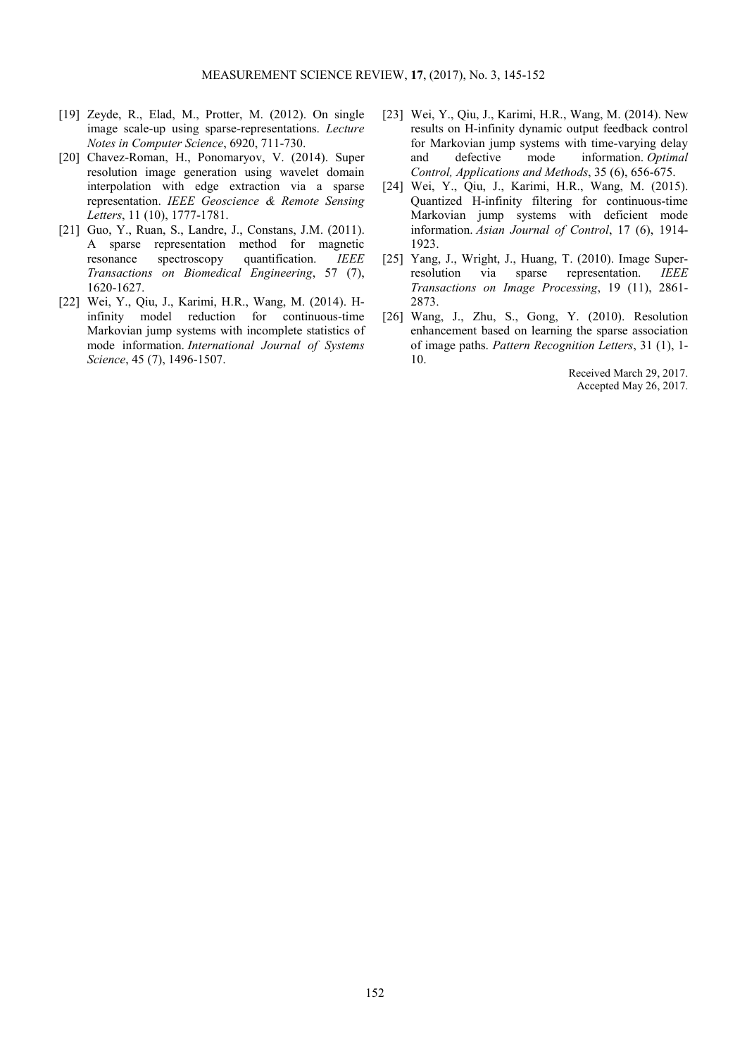[19] Zeyde, R., Elad, M., Protter, M. (2012). On single image scale-up using sparse-representations. *Lecture Notes in Computer Science*, 6920, 711-730.

[20] Chavez-Roman, H., Ponomaryov, V. (2014). Super resolution image generation using wavelet domain interpolation with edge extraction via a sparse representation. *IEEE Geoscience & Remote Sensing Letters*, 11 (10), 1777-1781.

[21] Guo, Y., Ruan, S., Landre, J., Constans, J.M. (2011). A sparse representation method for magnetic resonance spectroscopy quantification. *IEEE Transactions on Biomedical Engineering*, 57 (7), 1620-1627.

[22] Wei, Y., Qiu, J., Karimi, H.R., Wang, M. (2014). H-infinity model reduction for continuous-time Markovian jump systems with incomplete statistics of mode information. *International Journal of Systems Science*, 45 (7), 1496-1507.

[23] Wei, Y., Qiu, J., Karimi, H.R., Wang, M. (2014). New results on H-infinity dynamic output feedback control for Markovian jump systems with time-varying delay and defective mode information. *Optimal Control, Applications and Methods*, 35 (6), 656-675.

[24] Wei, Y., Qiu, J., Karimi, H.R., Wang, M. (2015). Quantized H-infinity filtering for continuous-time Markovian jump systems with deficient mode information. *Asian Journal of Control*, 17 (6), 1914-1923.

[25] Yang, J., Wright, J., Huang, T. (2010). Image Super-resolution via sparse representation. *IEEE Transactions on Image Processing*, 19 (11), 2861-2873.

[26] Wang, J., Zhu, S., Gong, Y. (2010). Resolution enhancement based on learning the sparse association of image paths. *Pattern Recognition Letters*, 31 (1), 1-10.

Received March 29, 2017.
Accepted May 26, 2017.